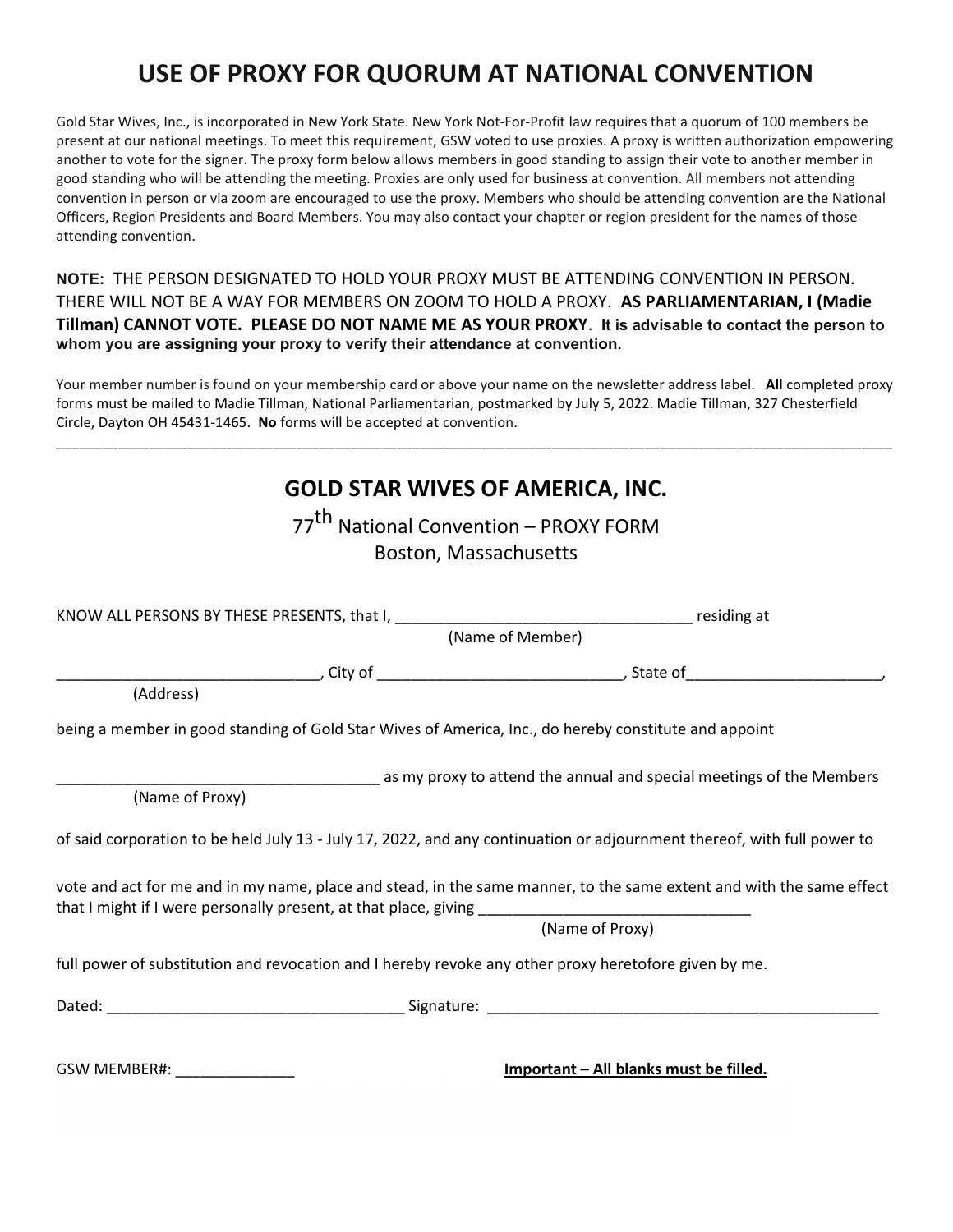# USE OF PROXY FOR QUORUM AT NATIONAL CONVENTION

Gold Star Wives, Inc., is incorporated in New York State. New York Not-For-Profit law requires that a quorum of 100 members be present at our national meetings. To meet this requirement, GSW voted to use proxies. A proxy is written authorization empowering another to vote for the signer. The proxy form below allows members in good standing to assign their vote to another member in good standing who will be attending the meeting. Proxies are only used for business at convention. All members not attending convention in person or via zoom are encouraged to use the proxy. Members who should be attending convention are the National Officers, Region Presidents and Board Members. You may also contact your chapter or region president for the names of those attending convention.

**NOTE:** THE PERSON DESIGNATED TO HOLD YOUR PROXY MUST BE ATTENDING CONVENTION IN PERSON. THERE WILL NOT BE A WAY FOR MEMBERS ON ZOOM TO HOLD A PROXY. **AS PARLIAMENTARIAN, I (Madie Tillman) CANNOT VOTE. PLEASE DO NOT NAME ME AS YOUR PROXY. It is advisable to contact the person to whom you are assigning your proxy to verify their attendance at convention.**

Your member number is found on your membership card or above your name on the newsletter address label. **All** completed proxy forms must be mailed to Madie Tillman, National Parliamentarian, postmarked by July 5, 2022. Madie Tillman, 327 Chesterfield Circle, Dayton OH 45431-1465. **No** forms will be accepted at convention.

---

## GOLD STAR WIVES OF AMERICA, INC.

77th National Convention – PROXY FORM
Boston, Massachusetts

KNOW ALL PERSONS BY THESE PRESENTS, that I, ___________________________________ residing at
(Name of Member)

_______________________________, City of _____________________________, State of_______________________,
(Address)

being a member in good standing of Gold Star Wives of America, Inc., do hereby constitute and appoint

_______________________________________ as my proxy to attend the annual and special meetings of the Members
(Name of Proxy)

of said corporation to be held July 13 - July 17, 2022, and any continuation or adjournment thereof, with full power to

vote and act for me and in my name, place and stead, in the same manner, to the same extent and with the same effect that I might if I were personally present, at that place, giving ________________________________
(Name of Proxy)

full power of substitution and revocation and I hereby revoke any other proxy heretofore given by me.

Dated: ___________________________________ Signature: _______________________________________________

GSW MEMBER#: ______________

**Important – All blanks must be filled.**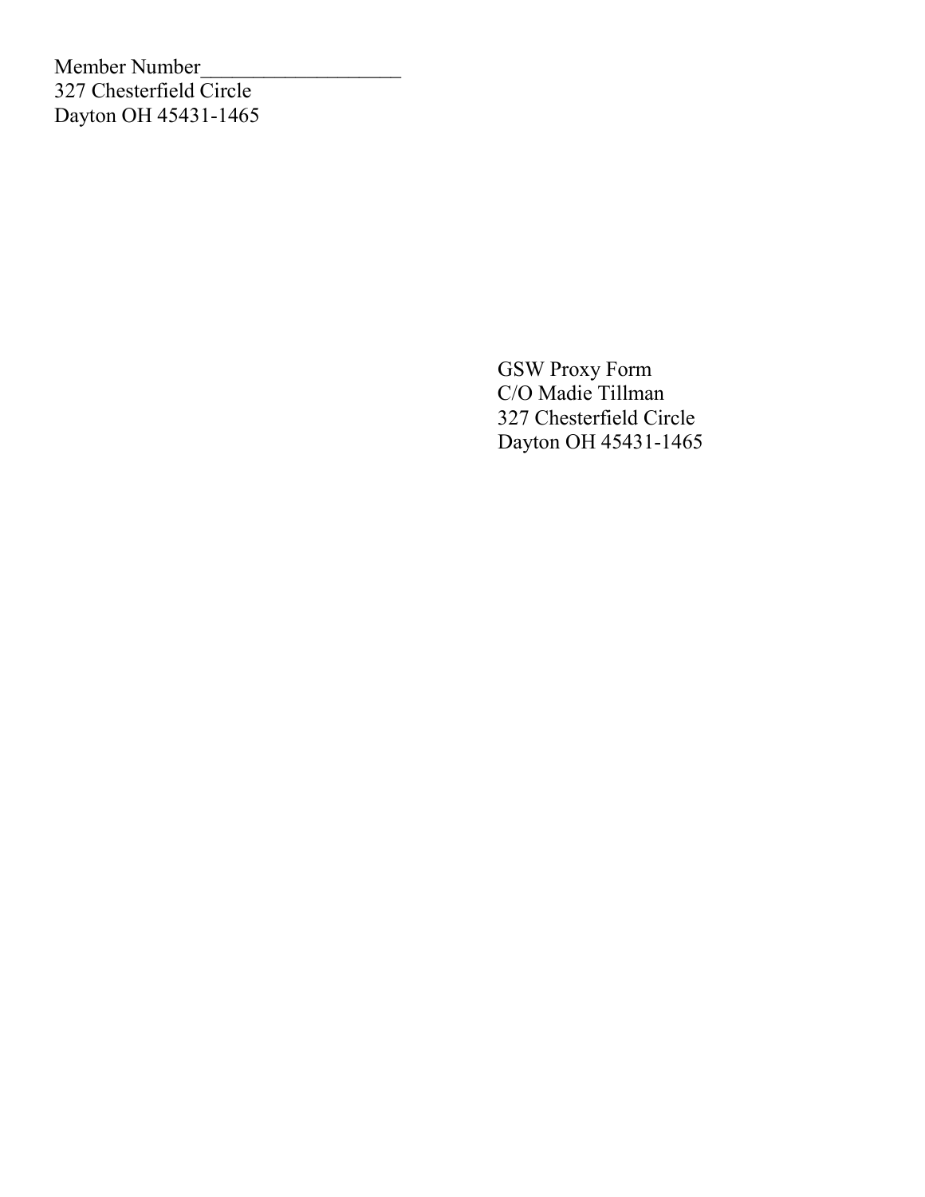Member Number___________________
327 Chesterfield Circle
Dayton OH 45431-1465

GSW Proxy Form
C/O Madie Tillman
327 Chesterfield Circle
Dayton OH 45431-1465